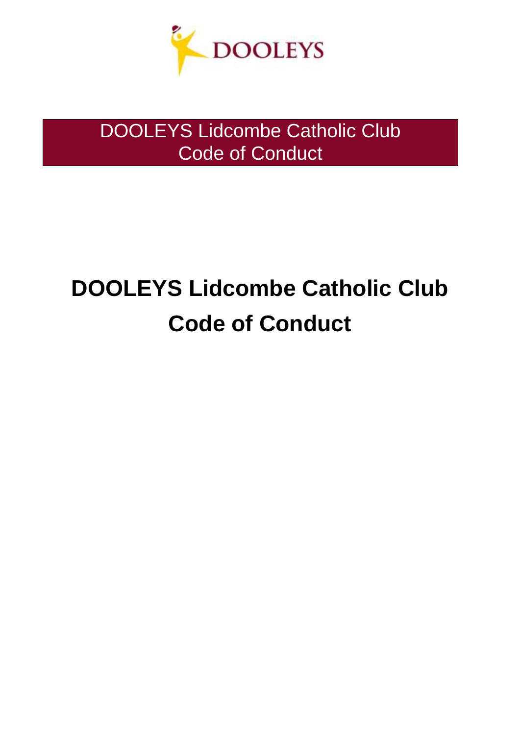DOOLEYS

DOOLEYS Lidcombe Catholic Club
Code of Conduct

# DOOLEYS Lidcombe Catholic Club Code of Conduct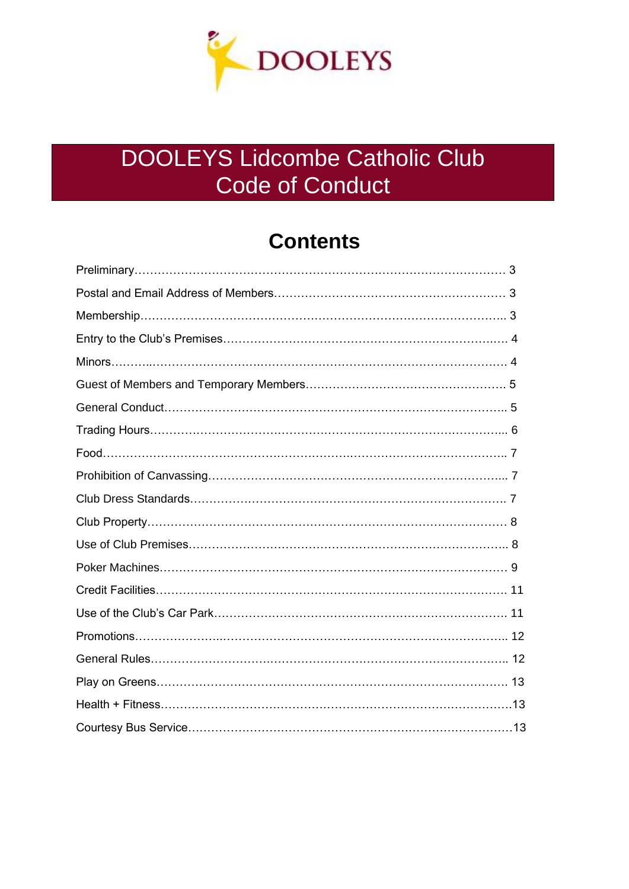DOOLEYS

# DOOLEYS Lidcombe Catholic Club
# Code of Conduct

## Contents

| | |
|---|---|
| Preliminary | 3 |
| Postal and Email Address of Members | 3 |
| Membership | 3 |
| Entry to the Club's Premises | 4 |
| Minors | 4 |
| Guest of Members and Temporary Members | 5 |
| General Conduct | 5 |
| Trading Hours | 6 |
| Food | 7 |
| Prohibition of Canvassing | 7 |
| Club Dress Standards | 7 |
| Club Property | 8 |
| Use of Club Premises | 8 |
| Poker Machines | 9 |
| Credit Facilities | 11 |
| Use of the Club's Car Park | 11 |
| Promotions | 12 |
| General Rules | 12 |
| Play on Greens | 13 |
| Health + Fitness | 13 |
| Courtesy Bus Service | 13 |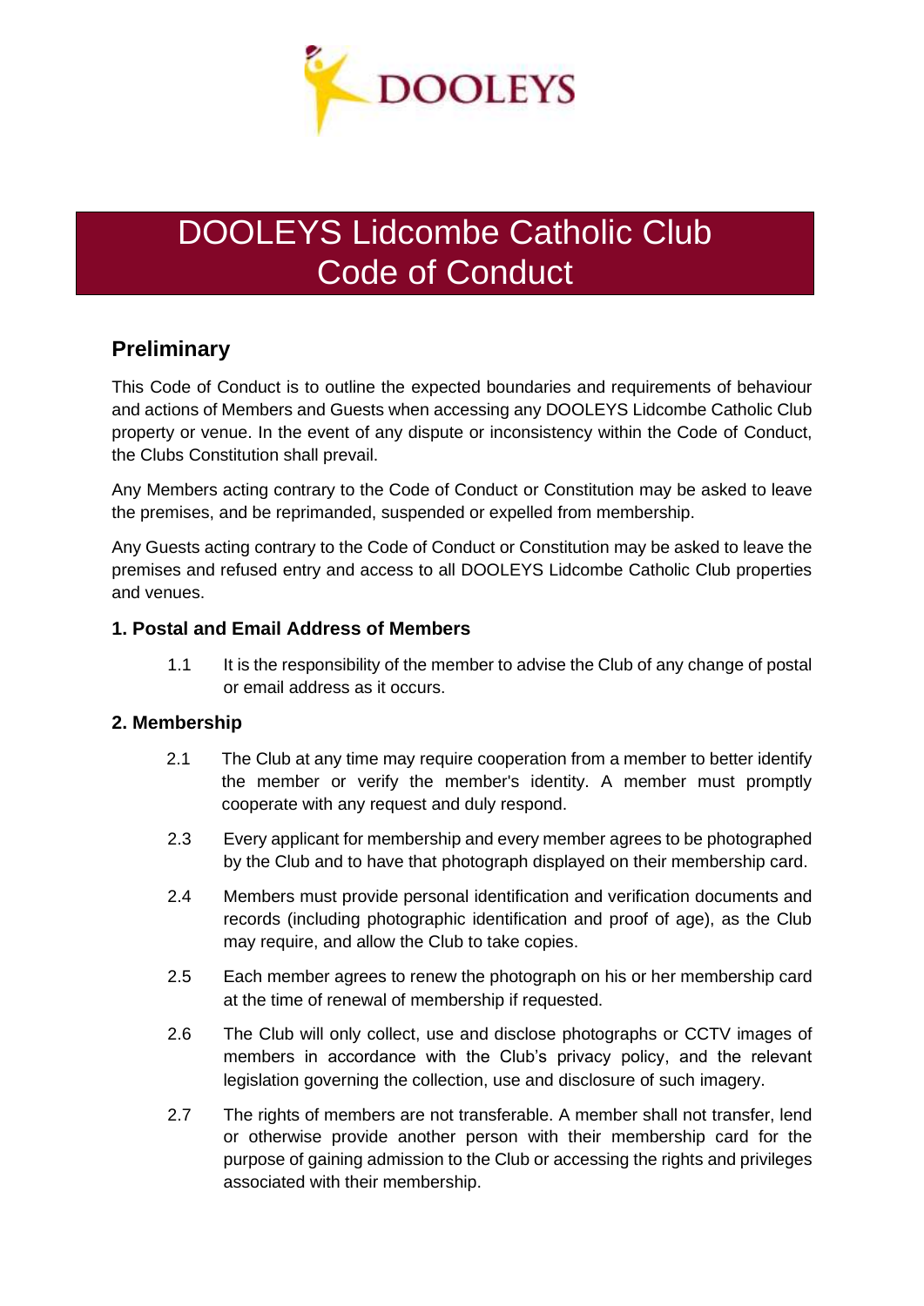# DOOLEYS Lidcombe Catholic Club Code of Conduct

## Preliminary

This Code of Conduct is to outline the expected boundaries and requirements of behaviour and actions of Members and Guests when accessing any DOOLEYS Lidcombe Catholic Club property or venue. In the event of any dispute or inconsistency within the Code of Conduct, the Clubs Constitution shall prevail.

Any Members acting contrary to the Code of Conduct or Constitution may be asked to leave the premises, and be reprimanded, suspended or expelled from membership.

Any Guests acting contrary to the Code of Conduct or Constitution may be asked to leave the premises and refused entry and access to all DOOLEYS Lidcombe Catholic Club properties and venues.

### 1. Postal and Email Address of Members

1.1 It is the responsibility of the member to advise the Club of any change of postal or email address as it occurs.

### 2. Membership

2.1 The Club at any time may require cooperation from a member to better identify the member or verify the member's identity. A member must promptly cooperate with any request and duly respond.

2.3 Every applicant for membership and every member agrees to be photographed by the Club and to have that photograph displayed on their membership card.

2.4 Members must provide personal identification and verification documents and records (including photographic identification and proof of age), as the Club may require, and allow the Club to take copies.

2.5 Each member agrees to renew the photograph on his or her membership card at the time of renewal of membership if requested.

2.6 The Club will only collect, use and disclose photographs or CCTV images of members in accordance with the Club's privacy policy, and the relevant legislation governing the collection, use and disclosure of such imagery.

2.7 The rights of members are not transferable. A member shall not transfer, lend or otherwise provide another person with their membership card for the purpose of gaining admission to the Club or accessing the rights and privileges associated with their membership.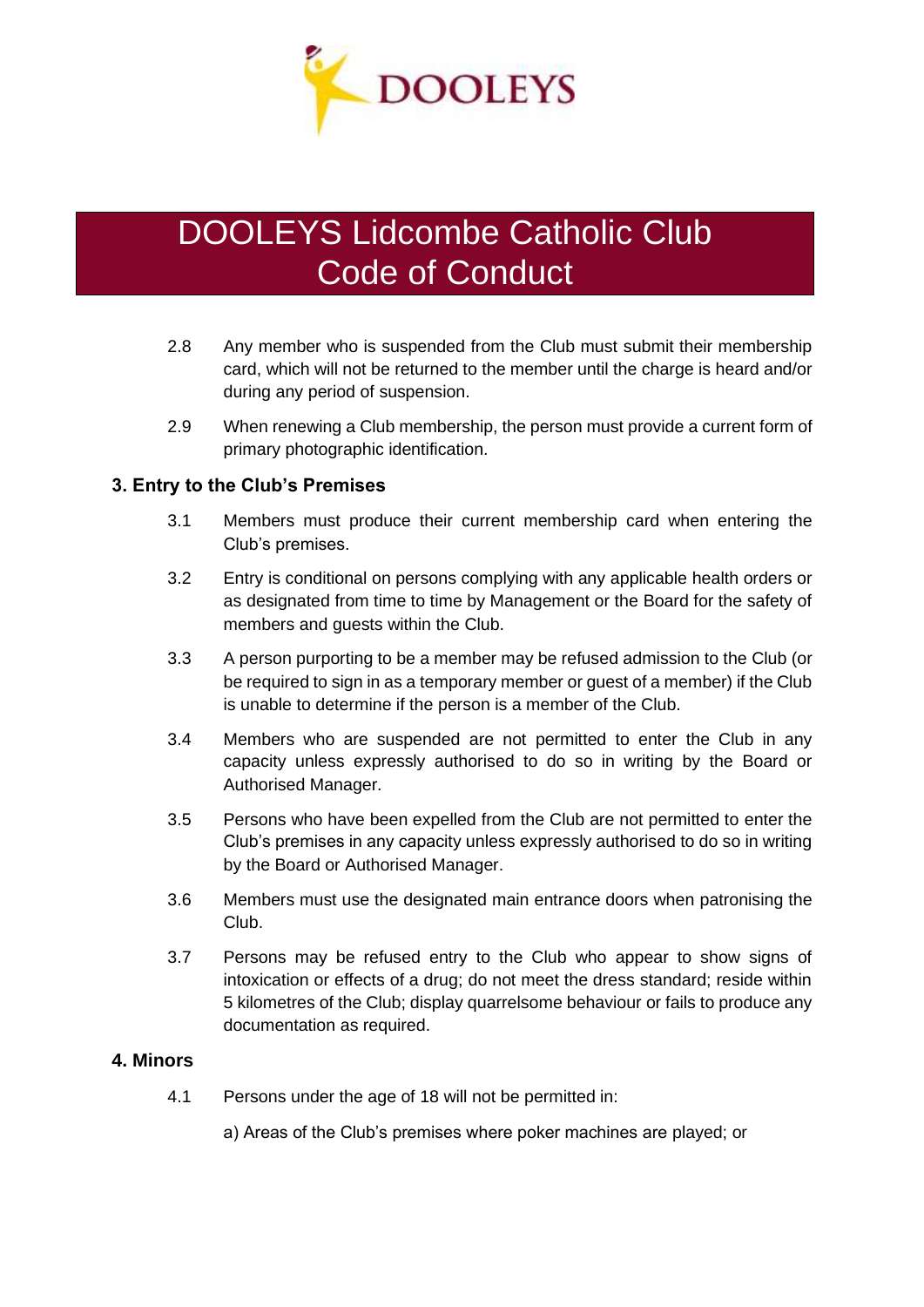# DOOLEYS Lidcombe Catholic Club Code of Conduct

2.8 Any member who is suspended from the Club must submit their membership card, which will not be returned to the member until the charge is heard and/or during any period of suspension.

2.9 When renewing a Club membership, the person must provide a current form of primary photographic identification.

## 3. Entry to the Club's Premises

3.1 Members must produce their current membership card when entering the Club's premises.

3.2 Entry is conditional on persons complying with any applicable health orders or as designated from time to time by Management or the Board for the safety of members and guests within the Club.

3.3 A person purporting to be a member may be refused admission to the Club (or be required to sign in as a temporary member or guest of a member) if the Club is unable to determine if the person is a member of the Club.

3.4 Members who are suspended are not permitted to enter the Club in any capacity unless expressly authorised to do so in writing by the Board or Authorised Manager.

3.5 Persons who have been expelled from the Club are not permitted to enter the Club's premises in any capacity unless expressly authorised to do so in writing by the Board or Authorised Manager.

3.6 Members must use the designated main entrance doors when patronising the Club.

3.7 Persons may be refused entry to the Club who appear to show signs of intoxication or effects of a drug; do not meet the dress standard; reside within 5 kilometres of the Club; display quarrelsome behaviour or fails to produce any documentation as required.

## 4. Minors

4.1 Persons under the age of 18 will not be permitted in:

a) Areas of the Club's premises where poker machines are played; or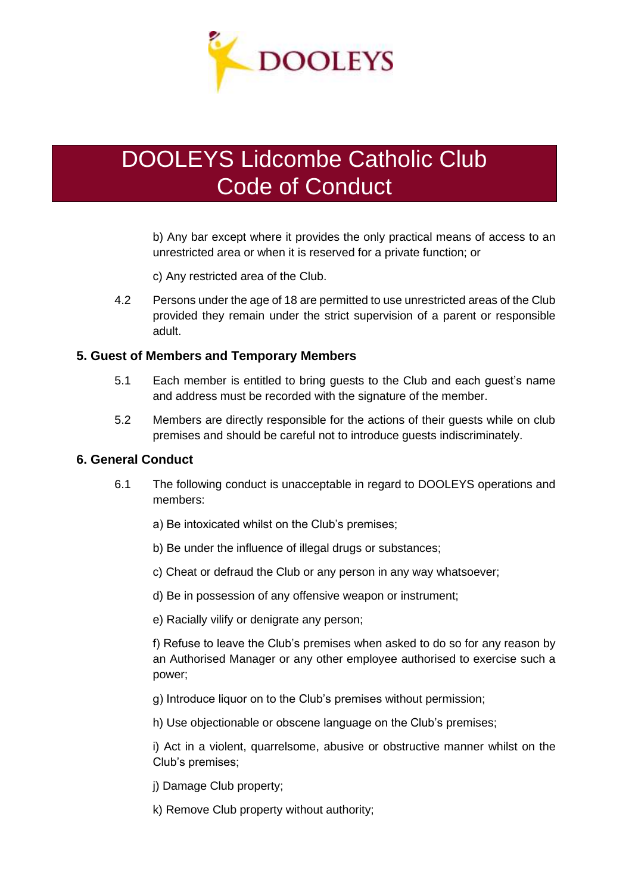b) Any bar except where it provides the only practical means of access to an unrestricted area or when it is reserved for a private function; or

c) Any restricted area of the Club.

4.2 Persons under the age of 18 are permitted to use unrestricted areas of the Club provided they remain under the strict supervision of a parent or responsible adult.

## 5. Guest of Members and Temporary Members

5.1 Each member is entitled to bring guests to the Club and each guest's name and address must be recorded with the signature of the member.

5.2 Members are directly responsible for the actions of their guests while on club premises and should be careful not to introduce guests indiscriminately.

## 6. General Conduct

6.1 The following conduct is unacceptable in regard to DOOLEYS operations and members:

a) Be intoxicated whilst on the Club's premises;

b) Be under the influence of illegal drugs or substances;

c) Cheat or defraud the Club or any person in any way whatsoever;

d) Be in possession of any offensive weapon or instrument;

e) Racially vilify or denigrate any person;

f) Refuse to leave the Club's premises when asked to do so for any reason by an Authorised Manager or any other employee authorised to exercise such a power;

g) Introduce liquor on to the Club's premises without permission;

h) Use objectionable or obscene language on the Club's premises;

i) Act in a violent, quarrelsome, abusive or obstructive manner whilst on the Club's premises;

j) Damage Club property;

k) Remove Club property without authority;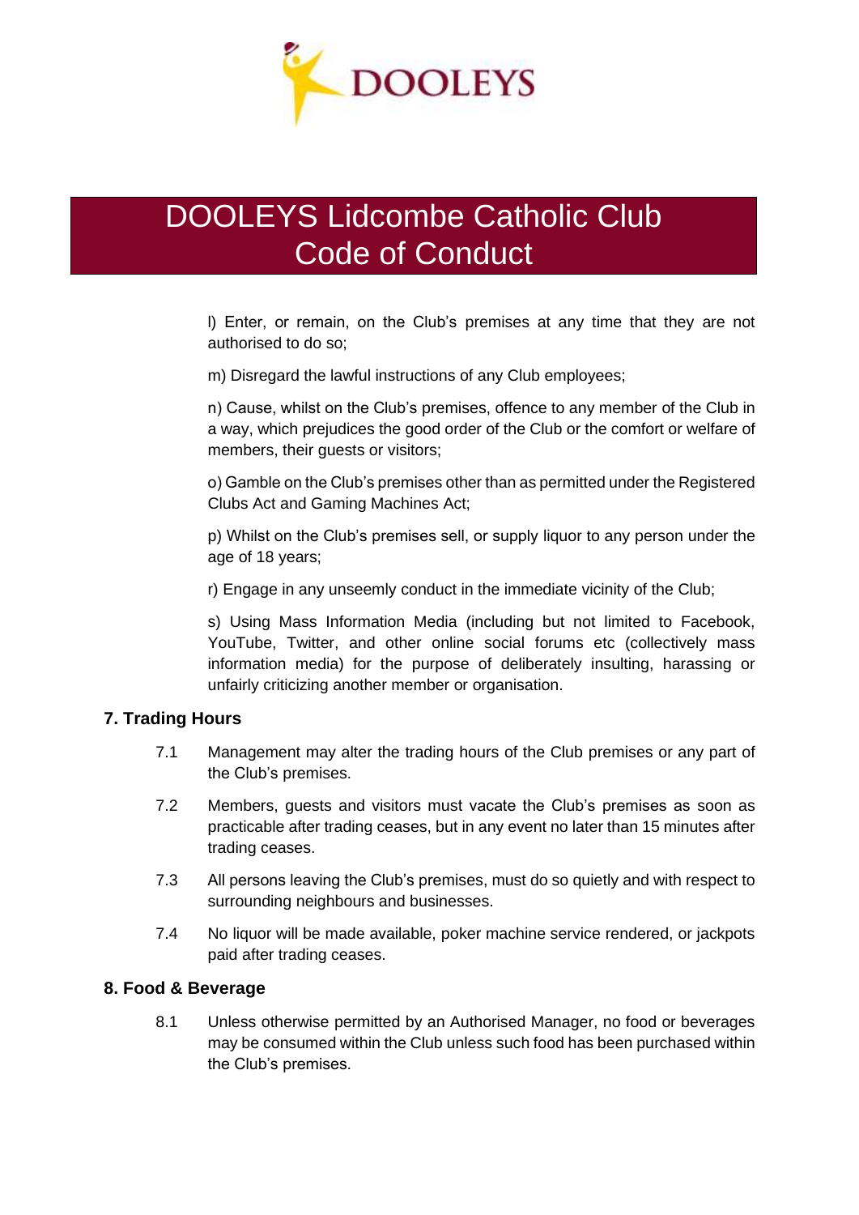l) Enter, or remain, on the Club's premises at any time that they are not authorised to do so;

m) Disregard the lawful instructions of any Club employees;

n) Cause, whilst on the Club's premises, offence to any member of the Club in a way, which prejudices the good order of the Club or the comfort or welfare of members, their guests or visitors;

o) Gamble on the Club's premises other than as permitted under the Registered Clubs Act and Gaming Machines Act;

p) Whilst on the Club's premises sell, or supply liquor to any person under the age of 18 years;

r) Engage in any unseemly conduct in the immediate vicinity of the Club;

s) Using Mass Information Media (including but not limited to Facebook, YouTube, Twitter, and other online social forums etc (collectively mass information media) for the purpose of deliberately insulting, harassing or unfairly criticizing another member or organisation.

## 7. Trading Hours

7.1 Management may alter the trading hours of the Club premises or any part of the Club's premises.

7.2 Members, guests and visitors must vacate the Club's premises as soon as practicable after trading ceases, but in any event no later than 15 minutes after trading ceases.

7.3 All persons leaving the Club's premises, must do so quietly and with respect to surrounding neighbours and businesses.

7.4 No liquor will be made available, poker machine service rendered, or jackpots paid after trading ceases.

## 8. Food & Beverage

8.1 Unless otherwise permitted by an Authorised Manager, no food or beverages may be consumed within the Club unless such food has been purchased within the Club's premises.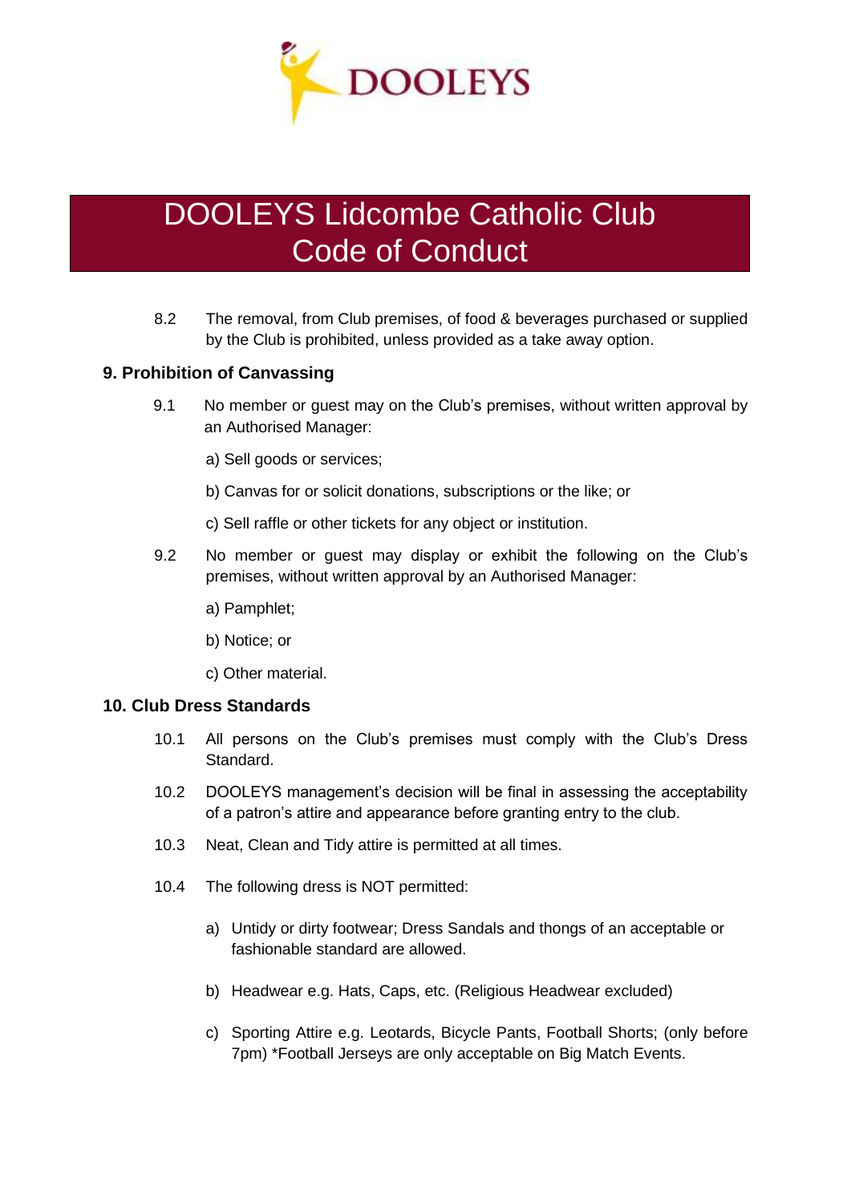8.2 The removal, from Club premises, of food & beverages purchased or supplied by the Club is prohibited, unless provided as a take away option.

## 9. Prohibition of Canvassing

9.1 No member or guest may on the Club's premises, without written approval by an Authorised Manager:

a) Sell goods or services;

b) Canvas for or solicit donations, subscriptions or the like; or

c) Sell raffle or other tickets for any object or institution.

9.2 No member or guest may display or exhibit the following on the Club's premises, without written approval by an Authorised Manager:

a) Pamphlet;

b) Notice; or

c) Other material.

## 10. Club Dress Standards

10.1 All persons on the Club's premises must comply with the Club's Dress Standard.

10.2 DOOLEYS management's decision will be final in assessing the acceptability of a patron's attire and appearance before granting entry to the club.

10.3 Neat, Clean and Tidy attire is permitted at all times.

10.4 The following dress is NOT permitted:

a) Untidy or dirty footwear; Dress Sandals and thongs of an acceptable or fashionable standard are allowed.

b) Headwear e.g. Hats, Caps, etc. (Religious Headwear excluded)

c) Sporting Attire e.g. Leotards, Bicycle Pants, Football Shorts; (only before 7pm) *Football Jerseys are only acceptable on Big Match Events.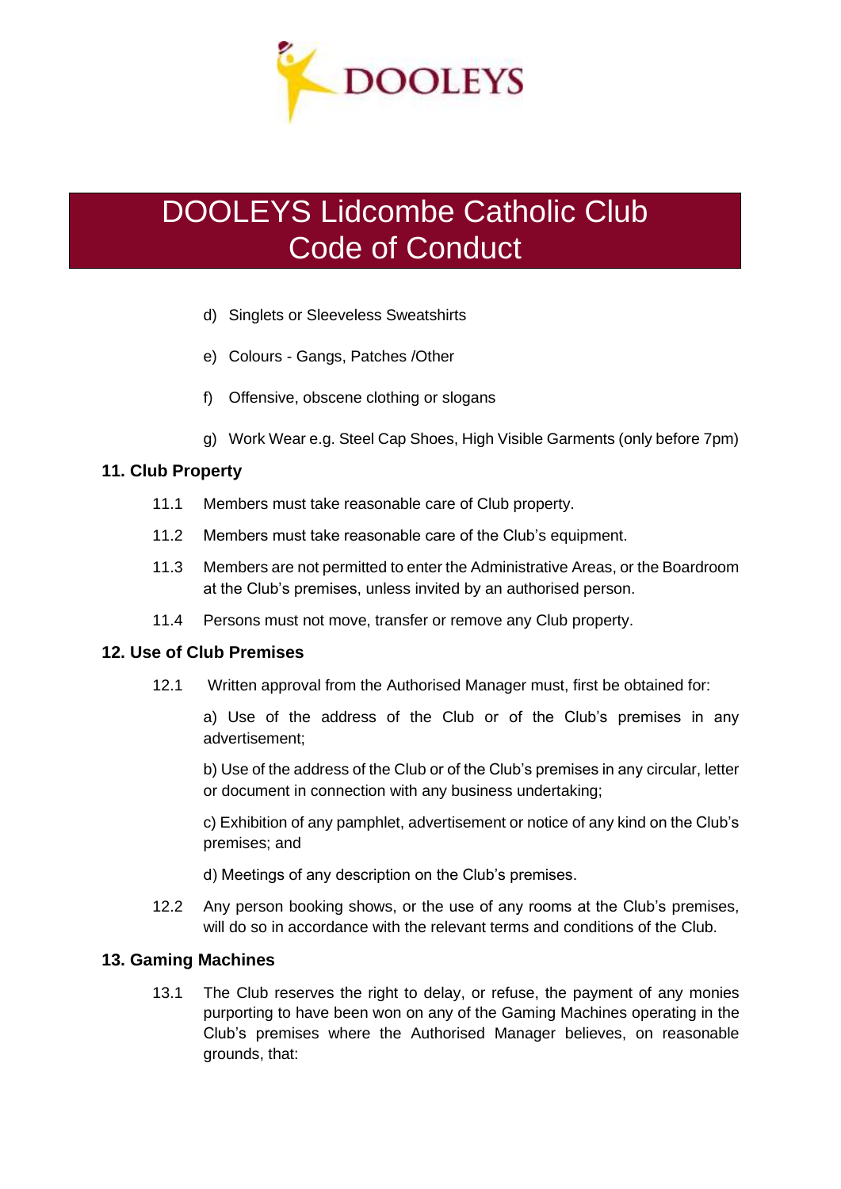d) Singlets or Sleeveless Sweatshirts

e) Colours - Gangs, Patches /Other

f) Offensive, obscene clothing or slogans

g) Work Wear e.g. Steel Cap Shoes, High Visible Garments (only before 7pm)

## 11. Club Property

11.1 Members must take reasonable care of Club property.

11.2 Members must take reasonable care of the Club's equipment.

11.3 Members are not permitted to enter the Administrative Areas, or the Boardroom at the Club's premises, unless invited by an authorised person.

11.4 Persons must not move, transfer or remove any Club property.

## 12. Use of Club Premises

12.1 Written approval from the Authorised Manager must, first be obtained for:

a) Use of the address of the Club or of the Club's premises in any advertisement;

b) Use of the address of the Club or of the Club's premises in any circular, letter or document in connection with any business undertaking;

c) Exhibition of any pamphlet, advertisement or notice of any kind on the Club's premises; and

d) Meetings of any description on the Club's premises.

12.2 Any person booking shows, or the use of any rooms at the Club's premises, will do so in accordance with the relevant terms and conditions of the Club.

## 13. Gaming Machines

13.1 The Club reserves the right to delay, or refuse, the payment of any monies purporting to have been won on any of the Gaming Machines operating in the Club's premises where the Authorised Manager believes, on reasonable grounds, that: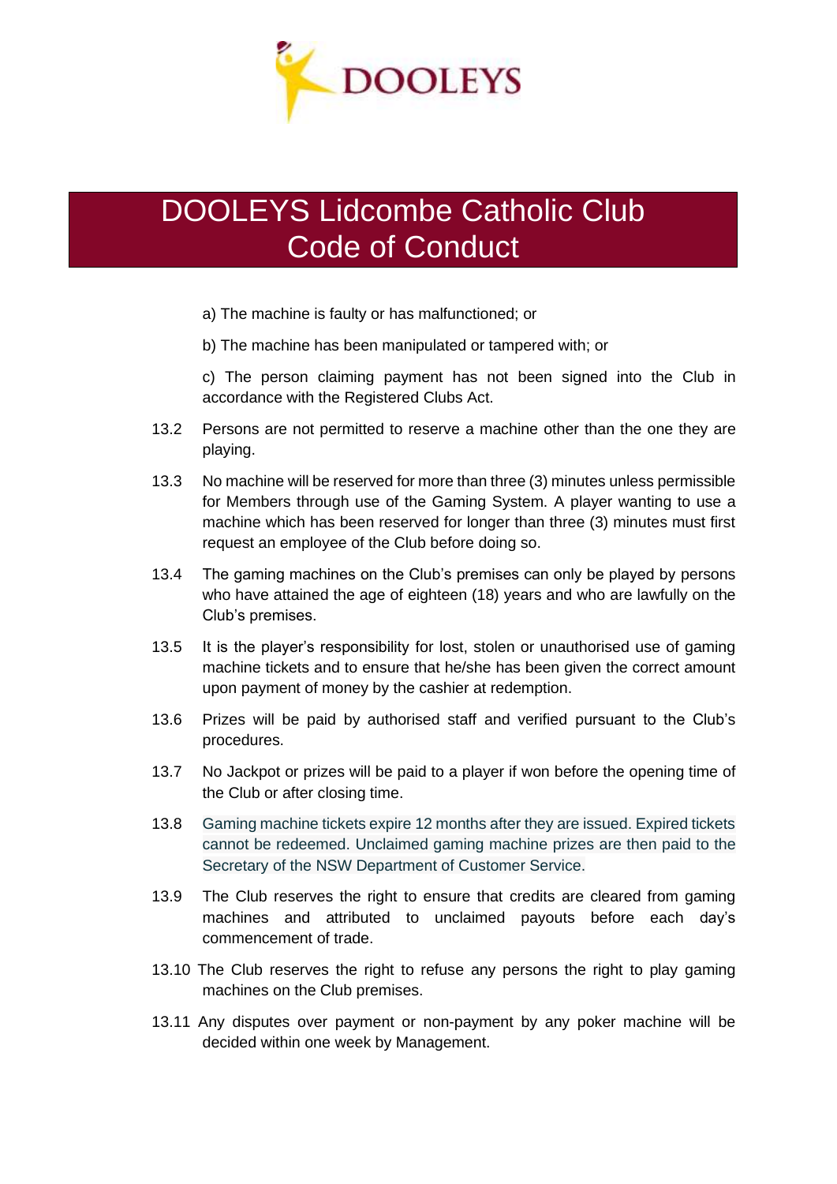# DOOLEYS Lidcombe Catholic Club Code of Conduct

a) The machine is faulty or has malfunctioned; or

b) The machine has been manipulated or tampered with; or

c) The person claiming payment has not been signed into the Club in accordance with the Registered Clubs Act.

13.2 Persons are not permitted to reserve a machine other than the one they are playing.

13.3 No machine will be reserved for more than three (3) minutes unless permissible for Members through use of the Gaming System. A player wanting to use a machine which has been reserved for longer than three (3) minutes must first request an employee of the Club before doing so.

13.4 The gaming machines on the Club's premises can only be played by persons who have attained the age of eighteen (18) years and who are lawfully on the Club's premises.

13.5 It is the player's responsibility for lost, stolen or unauthorised use of gaming machine tickets and to ensure that he/she has been given the correct amount upon payment of money by the cashier at redemption.

13.6 Prizes will be paid by authorised staff and verified pursuant to the Club's procedures.

13.7 No Jackpot or prizes will be paid to a player if won before the opening time of the Club or after closing time.

13.8 Gaming machine tickets expire 12 months after they are issued. Expired tickets cannot be redeemed. Unclaimed gaming machine prizes are then paid to the Secretary of the NSW Department of Customer Service.

13.9 The Club reserves the right to ensure that credits are cleared from gaming machines and attributed to unclaimed payouts before each day's commencement of trade.

13.10 The Club reserves the right to refuse any persons the right to play gaming machines on the Club premises.

13.11 Any disputes over payment or non-payment by any poker machine will be decided within one week by Management.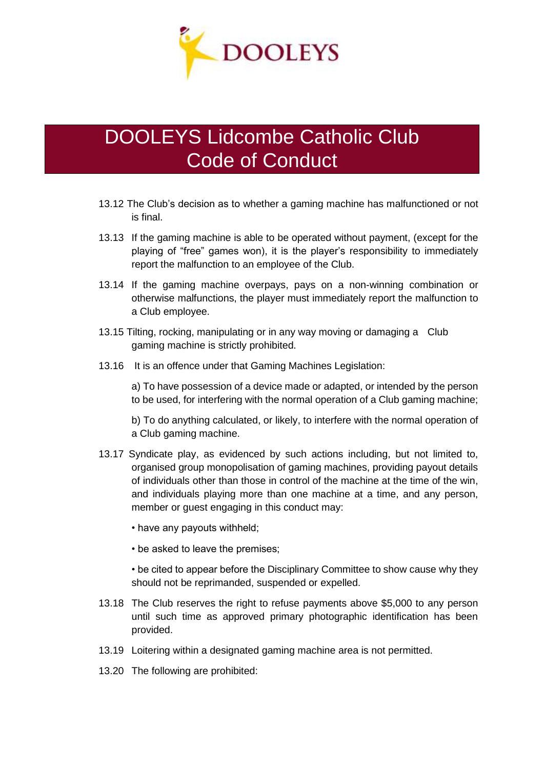13.12 The Club's decision as to whether a gaming machine has malfunctioned or not is final.

13.13 If the gaming machine is able to be operated without payment, (except for the playing of "free" games won), it is the player's responsibility to immediately report the malfunction to an employee of the Club.

13.14 If the gaming machine overpays, pays on a non-winning combination or otherwise malfunctions, the player must immediately report the malfunction to a Club employee.

13.15 Tilting, rocking, manipulating or in any way moving or damaging a Club gaming machine is strictly prohibited.

13.16 It is an offence under that Gaming Machines Legislation:

a) To have possession of a device made or adapted, or intended by the person to be used, for interfering with the normal operation of a Club gaming machine;

b) To do anything calculated, or likely, to interfere with the normal operation of a Club gaming machine.

13.17 Syndicate play, as evidenced by such actions including, but not limited to, organised group monopolisation of gaming machines, providing payout details of individuals other than those in control of the machine at the time of the win, and individuals playing more than one machine at a time, and any person, member or guest engaging in this conduct may:

- have any payouts withheld;
- be asked to leave the premises;
- be cited to appear before the Disciplinary Committee to show cause why they should not be reprimanded, suspended or expelled.

13.18 The Club reserves the right to refuse payments above $5,000 to any person until such time as approved primary photographic identification has been provided.

13.19 Loitering within a designated gaming machine area is not permitted.

13.20 The following are prohibited: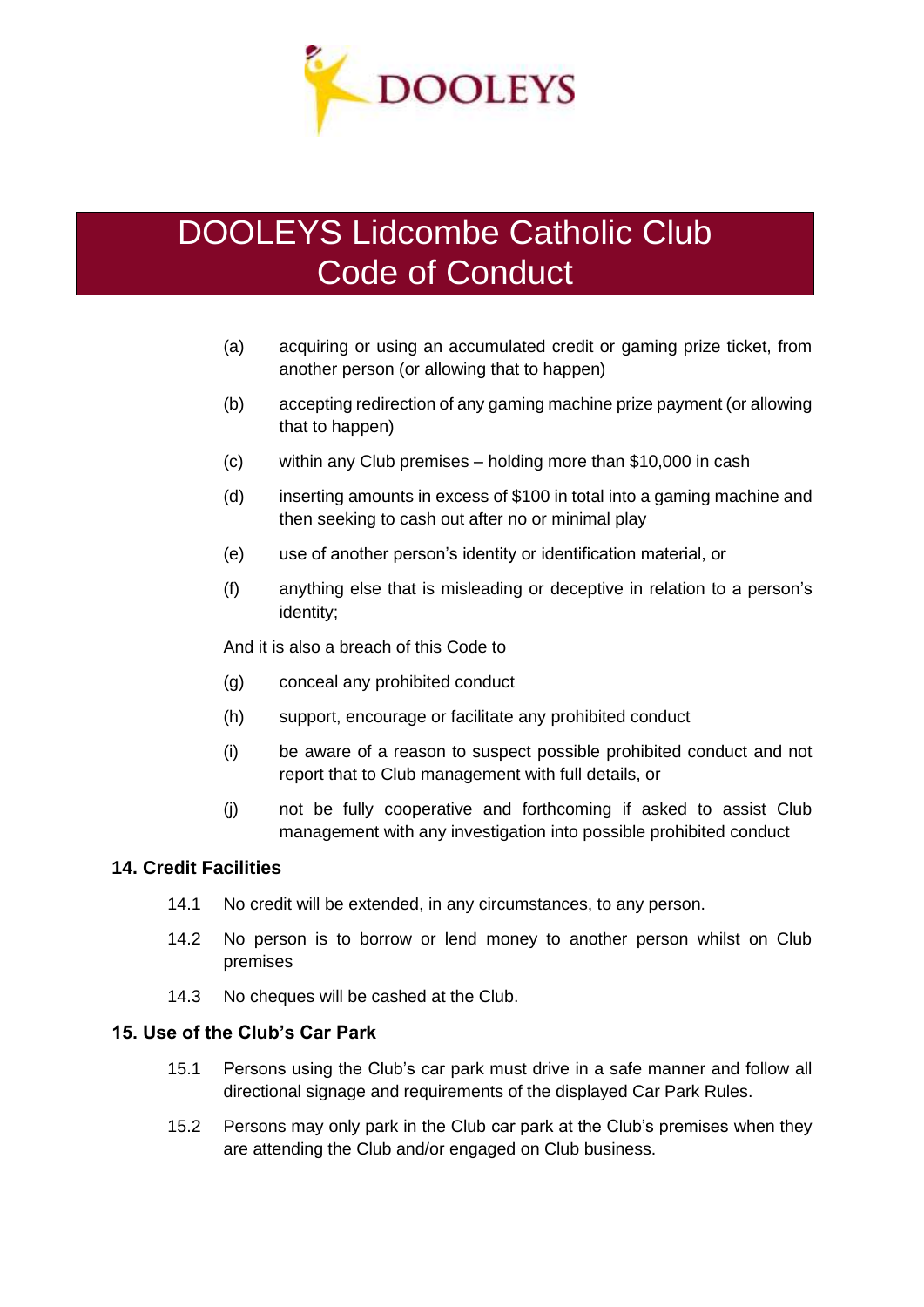(a) acquiring or using an accumulated credit or gaming prize ticket, from another person (or allowing that to happen)

(b) accepting redirection of any gaming machine prize payment (or allowing that to happen)

(c) within any Club premises – holding more than $10,000 in cash

(d) inserting amounts in excess of $100 in total into a gaming machine and then seeking to cash out after no or minimal play

(e) use of another person's identity or identification material, or

(f) anything else that is misleading or deceptive in relation to a person's identity;

And it is also a breach of this Code to

(g) conceal any prohibited conduct

(h) support, encourage or facilitate any prohibited conduct

(i) be aware of a reason to suspect possible prohibited conduct and not report that to Club management with full details, or

(j) not be fully cooperative and forthcoming if asked to assist Club management with any investigation into possible prohibited conduct

## 14. Credit Facilities

14.1 No credit will be extended, in any circumstances, to any person.

14.2 No person is to borrow or lend money to another person whilst on Club premises

14.3 No cheques will be cashed at the Club.

## 15. Use of the Club's Car Park

15.1 Persons using the Club's car park must drive in a safe manner and follow all directional signage and requirements of the displayed Car Park Rules.

15.2 Persons may only park in the Club car park at the Club's premises when they are attending the Club and/or engaged on Club business.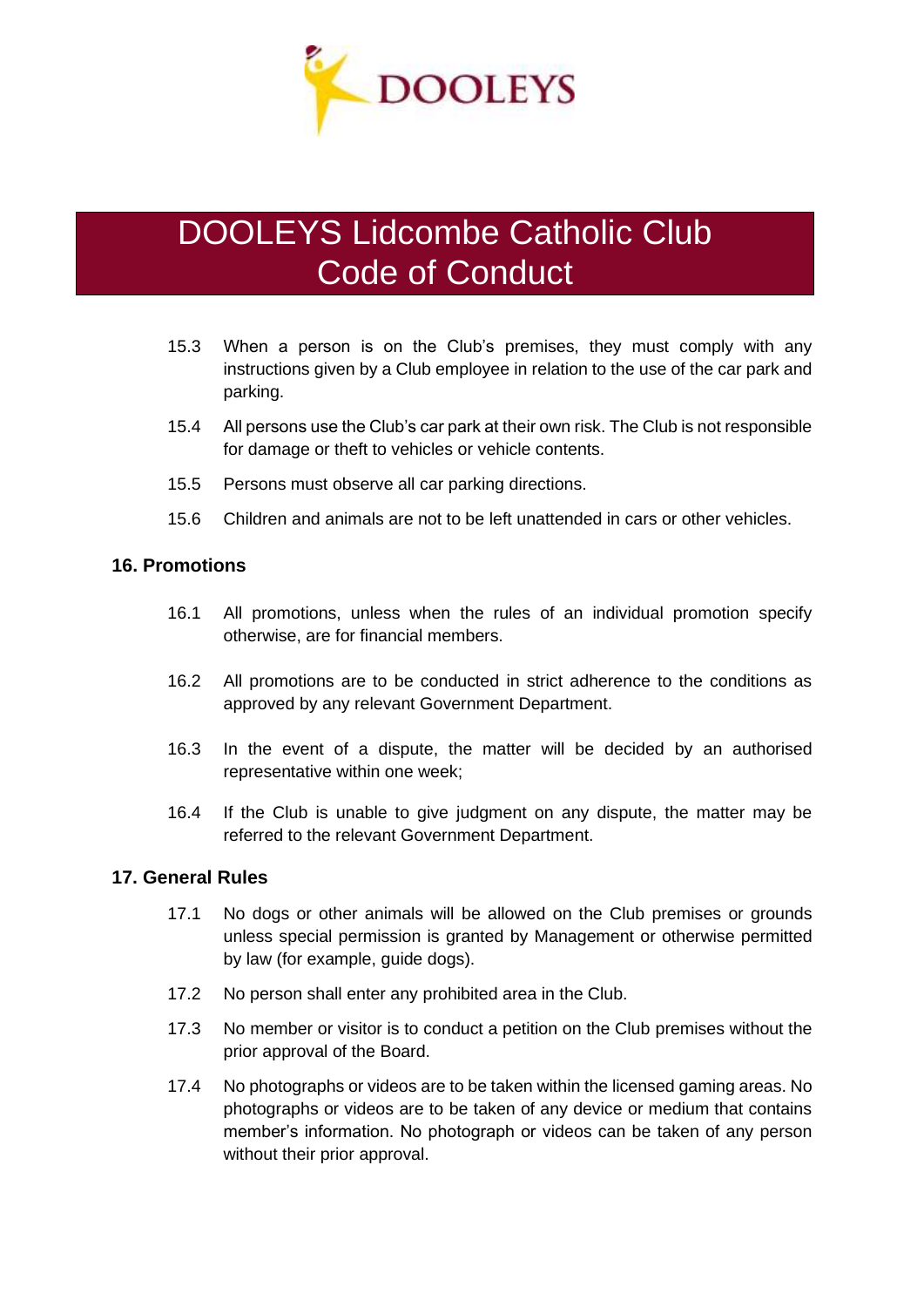15.3 When a person is on the Club's premises, they must comply with any instructions given by a Club employee in relation to the use of the car park and parking.

15.4 All persons use the Club's car park at their own risk. The Club is not responsible for damage or theft to vehicles or vehicle contents.

15.5 Persons must observe all car parking directions.

15.6 Children and animals are not to be left unattended in cars or other vehicles.

## 16. Promotions

16.1 All promotions, unless when the rules of an individual promotion specify otherwise, are for financial members.

16.2 All promotions are to be conducted in strict adherence to the conditions as approved by any relevant Government Department.

16.3 In the event of a dispute, the matter will be decided by an authorised representative within one week;

16.4 If the Club is unable to give judgment on any dispute, the matter may be referred to the relevant Government Department.

## 17. General Rules

17.1 No dogs or other animals will be allowed on the Club premises or grounds unless special permission is granted by Management or otherwise permitted by law (for example, guide dogs).

17.2 No person shall enter any prohibited area in the Club.

17.3 No member or visitor is to conduct a petition on the Club premises without the prior approval of the Board.

17.4 No photographs or videos are to be taken within the licensed gaming areas. No photographs or videos are to be taken of any device or medium that contains member's information. No photograph or videos can be taken of any person without their prior approval.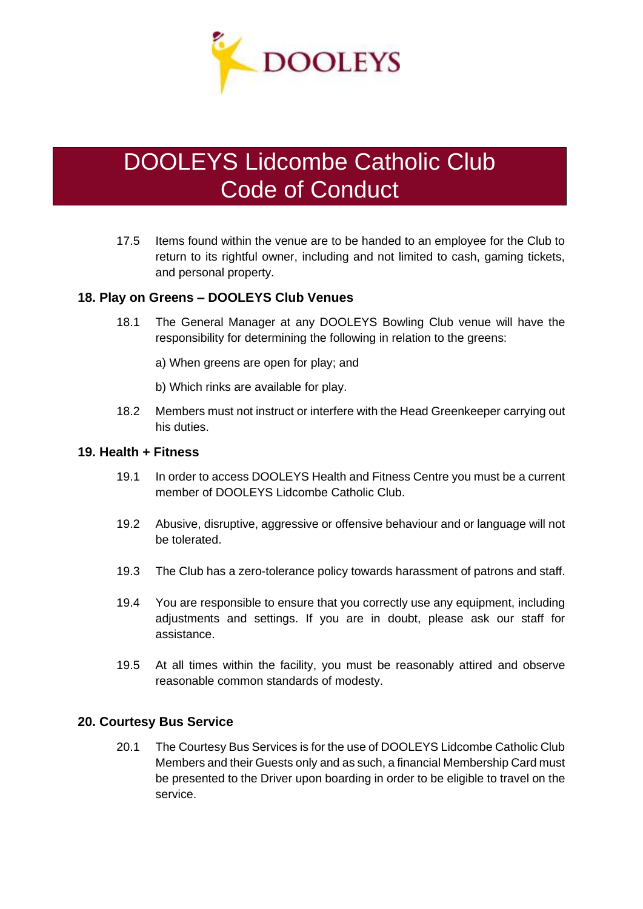17.5 Items found within the venue are to be handed to an employee for the Club to return to its rightful owner, including and not limited to cash, gaming tickets, and personal property.

## 18. Play on Greens – DOOLEYS Club Venues

18.1 The General Manager at any DOOLEYS Bowling Club venue will have the responsibility for determining the following in relation to the greens:

a) When greens are open for play; and

b) Which rinks are available for play.

18.2 Members must not instruct or interfere with the Head Greenkeeper carrying out his duties.

## 19. Health + Fitness

19.1 In order to access DOOLEYS Health and Fitness Centre you must be a current member of DOOLEYS Lidcombe Catholic Club.

19.2 Abusive, disruptive, aggressive or offensive behaviour and or language will not be tolerated.

19.3 The Club has a zero-tolerance policy towards harassment of patrons and staff.

19.4 You are responsible to ensure that you correctly use any equipment, including adjustments and settings. If you are in doubt, please ask our staff for assistance.

19.5 At all times within the facility, you must be reasonably attired and observe reasonable common standards of modesty.

## 20. Courtesy Bus Service

20.1 The Courtesy Bus Services is for the use of DOOLEYS Lidcombe Catholic Club Members and their Guests only and as such, a financial Membership Card must be presented to the Driver upon boarding in order to be eligible to travel on the service.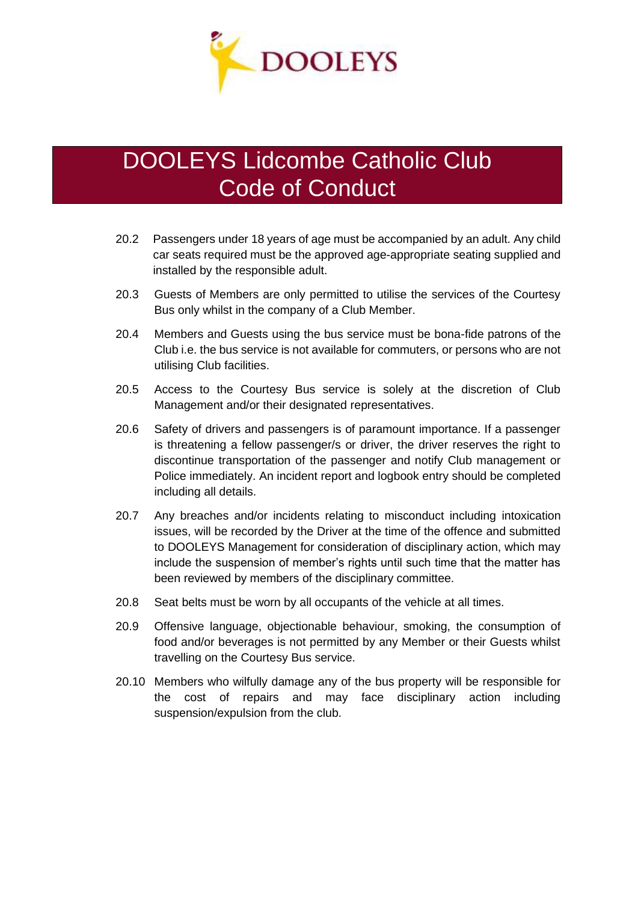# DOOLEYS Lidcombe Catholic Club Code of Conduct

20.2 Passengers under 18 years of age must be accompanied by an adult. Any child car seats required must be the approved age-appropriate seating supplied and installed by the responsible adult.

20.3 Guests of Members are only permitted to utilise the services of the Courtesy Bus only whilst in the company of a Club Member.

20.4 Members and Guests using the bus service must be bona-fide patrons of the Club i.e. the bus service is not available for commuters, or persons who are not utilising Club facilities.

20.5 Access to the Courtesy Bus service is solely at the discretion of Club Management and/or their designated representatives.

20.6 Safety of drivers and passengers is of paramount importance. If a passenger is threatening a fellow passenger/s or driver, the driver reserves the right to discontinue transportation of the passenger and notify Club management or Police immediately. An incident report and logbook entry should be completed including all details.

20.7 Any breaches and/or incidents relating to misconduct including intoxication issues, will be recorded by the Driver at the time of the offence and submitted to DOOLEYS Management for consideration of disciplinary action, which may include the suspension of member's rights until such time that the matter has been reviewed by members of the disciplinary committee.

20.8 Seat belts must be worn by all occupants of the vehicle at all times.

20.9 Offensive language, objectionable behaviour, smoking, the consumption of food and/or beverages is not permitted by any Member or their Guests whilst travelling on the Courtesy Bus service.

20.10 Members who wilfully damage any of the bus property will be responsible for the cost of repairs and may face disciplinary action including suspension/expulsion from the club.